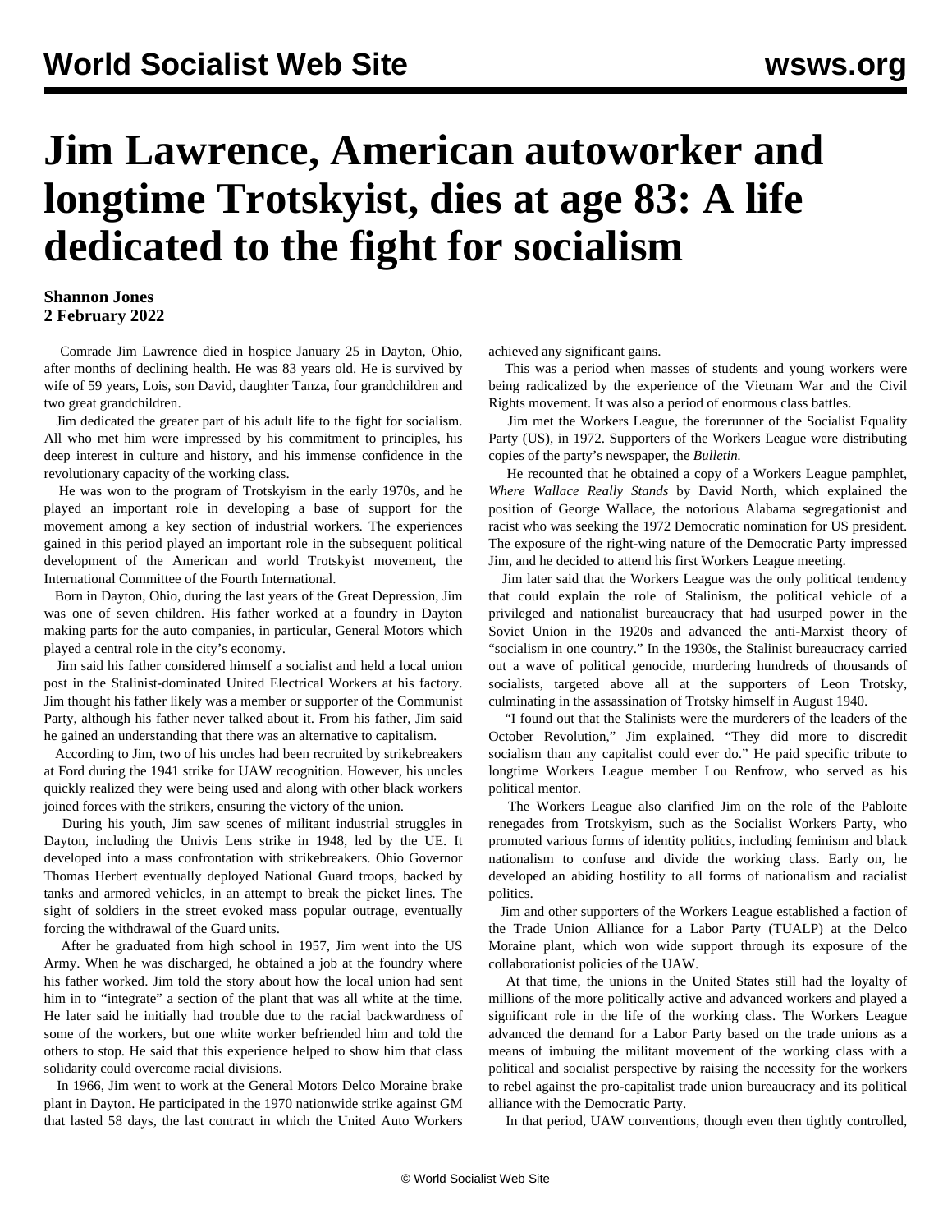# Jim Lawrence, American autoworker and longtime Trotskyist, dies at age 83: A life dedicated to the fight for socialism

**Shannon Jones**
**2 February 2022**

Comrade Jim Lawrence died in hospice January 25 in Dayton, Ohio, after months of declining health. He was 83 years old. He is survived by wife of 59 years, Lois, son David, daughter Tanza, four grandchildren and two great grandchildren.

Jim dedicated the greater part of his adult life to the fight for socialism. All who met him were impressed by his commitment to principles, his deep interest in culture and history, and his immense confidence in the revolutionary capacity of the working class.

He was won to the program of Trotskyism in the early 1970s, and he played an important role in developing a base of support for the movement among a key section of industrial workers. The experiences gained in this period played an important role in the subsequent political development of the American and world Trotskyist movement, the International Committee of the Fourth International.

Born in Dayton, Ohio, during the last years of the Great Depression, Jim was one of seven children. His father worked at a foundry in Dayton making parts for the auto companies, in particular, General Motors which played a central role in the city's economy.

Jim said his father considered himself a socialist and held a local union post in the Stalinist-dominated United Electrical Workers at his factory. Jim thought his father likely was a member or supporter of the Communist Party, although his father never talked about it. From his father, Jim said he gained an understanding that there was an alternative to capitalism.

According to Jim, two of his uncles had been recruited by strikebreakers at Ford during the 1941 strike for UAW recognition. However, his uncles quickly realized they were being used and along with other black workers joined forces with the strikers, ensuring the victory of the union.

During his youth, Jim saw scenes of militant industrial struggles in Dayton, including the Univis Lens strike in 1948, led by the UE. It developed into a mass confrontation with strikebreakers. Ohio Governor Thomas Herbert eventually deployed National Guard troops, backed by tanks and armored vehicles, in an attempt to break the picket lines. The sight of soldiers in the street evoked mass popular outrage, eventually forcing the withdrawal of the Guard units.

After he graduated from high school in 1957, Jim went into the US Army. When he was discharged, he obtained a job at the foundry where his father worked. Jim told the story about how the local union had sent him in to "integrate" a section of the plant that was all white at the time. He later said he initially had trouble due to the racial backwardness of some of the workers, but one white worker befriended him and told the others to stop. He said that this experience helped to show him that class solidarity could overcome racial divisions.

In 1966, Jim went to work at the General Motors Delco Moraine brake plant in Dayton. He participated in the 1970 nationwide strike against GM that lasted 58 days, the last contract in which the United Auto Workers achieved any significant gains.

This was a period when masses of students and young workers were being radicalized by the experience of the Vietnam War and the Civil Rights movement. It was also a period of enormous class battles.

Jim met the Workers League, the forerunner of the Socialist Equality Party (US), in 1972. Supporters of the Workers League were distributing copies of the party's newspaper, the *Bulletin.*

He recounted that he obtained a copy of a Workers League pamphlet, *Where Wallace Really Stands* by David North, which explained the position of George Wallace, the notorious Alabama segregationist and racist who was seeking the 1972 Democratic nomination for US president. The exposure of the right-wing nature of the Democratic Party impressed Jim, and he decided to attend his first Workers League meeting.

Jim later said that the Workers League was the only political tendency that could explain the role of Stalinism, the political vehicle of a privileged and nationalist bureaucracy that had usurped power in the Soviet Union in the 1920s and advanced the anti-Marxist theory of "socialism in one country." In the 1930s, the Stalinist bureaucracy carried out a wave of political genocide, murdering hundreds of thousands of socialists, targeted above all at the supporters of Leon Trotsky, culminating in the assassination of Trotsky himself in August 1940.

"I found out that the Stalinists were the murderers of the leaders of the October Revolution," Jim explained. "They did more to discredit socialism than any capitalist could ever do." He paid specific tribute to longtime Workers League member Lou Renfrow, who served as his political mentor.

The Workers League also clarified Jim on the role of the Pabloite renegades from Trotskyism, such as the Socialist Workers Party, who promoted various forms of identity politics, including feminism and black nationalism to confuse and divide the working class. Early on, he developed an abiding hostility to all forms of nationalism and racialist politics.

Jim and other supporters of the Workers League established a faction of the Trade Union Alliance for a Labor Party (TUALP) at the Delco Moraine plant, which won wide support through its exposure of the collaborationist policies of the UAW.

At that time, the unions in the United States still had the loyalty of millions of the more politically active and advanced workers and played a significant role in the life of the working class. The Workers League advanced the demand for a Labor Party based on the trade unions as a means of imbuing the militant movement of the working class with a political and socialist perspective by raising the necessity for the workers to rebel against the pro-capitalist trade union bureaucracy and its political alliance with the Democratic Party.

In that period, UAW conventions, though even then tightly controlled,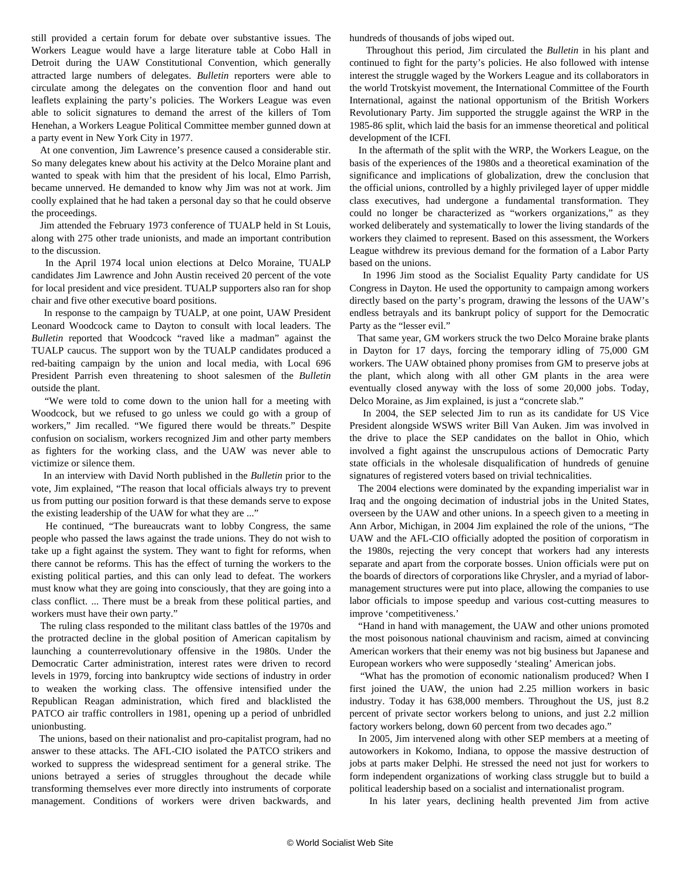still provided a certain forum for debate over substantive issues. The Workers League would have a large literature table at Cobo Hall in Detroit during the UAW Constitutional Convention, which generally attracted large numbers of delegates. *Bulletin* reporters were able to circulate among the delegates on the convention floor and hand out leaflets explaining the party's policies. The Workers League was even able to solicit signatures to demand the arrest of the killers of Tom Henehan, a Workers League Political Committee member gunned down at a party event in New York City in 1977.

At one convention, Jim Lawrence's presence caused a considerable stir. So many delegates knew about his activity at the Delco Moraine plant and wanted to speak with him that the president of his local, Elmo Parrish, became unnerved. He demanded to know why Jim was not at work. Jim coolly explained that he had taken a personal day so that he could observe the proceedings.

Jim attended the February 1973 conference of TUALP held in St Louis, along with 275 other trade unionists, and made an important contribution to the discussion.

In the April 1974 local union elections at Delco Moraine, TUALP candidates Jim Lawrence and John Austin received 20 percent of the vote for local president and vice president. TUALP supporters also ran for shop chair and five other executive board positions.

In response to the campaign by TUALP, at one point, UAW President Leonard Woodcock came to Dayton to consult with local leaders. The *Bulletin* reported that Woodcock "raved like a madman" against the TUALP caucus. The support won by the TUALP candidates produced a red-baiting campaign by the union and local media, with Local 696 President Parrish even threatening to shoot salesmen of the *Bulletin* outside the plant.

"We were told to come down to the union hall for a meeting with Woodcock, but we refused to go unless we could go with a group of workers," Jim recalled. "We figured there would be threats." Despite confusion on socialism, workers recognized Jim and other party members as fighters for the working class, and the UAW was never able to victimize or silence them.

In an interview with David North published in the *Bulletin* prior to the vote, Jim explained, "The reason that local officials always try to prevent us from putting our position forward is that these demands serve to expose the existing leadership of the UAW for what they are ..."

He continued, "The bureaucrats want to lobby Congress, the same people who passed the laws against the trade unions. They do not wish to take up a fight against the system. They want to fight for reforms, when there cannot be reforms. This has the effect of turning the workers to the existing political parties, and this can only lead to defeat. The workers must know what they are going into consciously, that they are going into a class conflict. ... There must be a break from these political parties, and workers must have their own party."

The ruling class responded to the militant class battles of the 1970s and the protracted decline in the global position of American capitalism by launching a counterrevolutionary offensive in the 1980s. Under the Democratic Carter administration, interest rates were driven to record levels in 1979, forcing into bankruptcy wide sections of industry in order to weaken the working class. The offensive intensified under the Republican Reagan administration, which fired and blacklisted the PATCO air traffic controllers in 1981, opening up a period of unbridled unionbusting.

The unions, based on their nationalist and pro-capitalist program, had no answer to these attacks. The AFL-CIO isolated the PATCO strikers and worked to suppress the widespread sentiment for a general strike. The unions betrayed a series of struggles throughout the decade while transforming themselves ever more directly into instruments of corporate management. Conditions of workers were driven backwards, and hundreds of thousands of jobs wiped out.

Throughout this period, Jim circulated the *Bulletin* in his plant and continued to fight for the party's policies. He also followed with intense interest the struggle waged by the Workers League and its collaborators in the world Trotskyist movement, the International Committee of the Fourth International, against the national opportunism of the British Workers Revolutionary Party. Jim supported the struggle against the WRP in the 1985-86 split, which laid the basis for an immense theoretical and political development of the ICFI.

In the aftermath of the split with the WRP, the Workers League, on the basis of the experiences of the 1980s and a theoretical examination of the significance and implications of globalization, drew the conclusion that the official unions, controlled by a highly privileged layer of upper middle class executives, had undergone a fundamental transformation. They could no longer be characterized as "workers organizations," as they worked deliberately and systematically to lower the living standards of the workers they claimed to represent. Based on this assessment, the Workers League withdrew its previous demand for the formation of a Labor Party based on the unions.

In 1996 Jim stood as the Socialist Equality Party candidate for US Congress in Dayton. He used the opportunity to campaign among workers directly based on the party's program, drawing the lessons of the UAW's endless betrayals and its bankrupt policy of support for the Democratic Party as the "lesser evil."

That same year, GM workers struck the two Delco Moraine brake plants in Dayton for 17 days, forcing the temporary idling of 75,000 GM workers. The UAW obtained phony promises from GM to preserve jobs at the plant, which along with all other GM plants in the area were eventually closed anyway with the loss of some 20,000 jobs. Today, Delco Moraine, as Jim explained, is just a "concrete slab."

In 2004, the SEP selected Jim to run as its candidate for US Vice President alongside WSWS writer Bill Van Auken. Jim was involved in the drive to place the SEP candidates on the ballot in Ohio, which involved a fight against the unscrupulous actions of Democratic Party state officials in the wholesale disqualification of hundreds of genuine signatures of registered voters based on trivial technicalities.

The 2004 elections were dominated by the expanding imperialist war in Iraq and the ongoing decimation of industrial jobs in the United States, overseen by the UAW and other unions. In a speech given to a meeting in Ann Arbor, Michigan, in 2004 Jim explained the role of the unions, "The UAW and the AFL-CIO officially adopted the position of corporatism in the 1980s, rejecting the very concept that workers had any interests separate and apart from the corporate bosses. Union officials were put on the boards of directors of corporations like Chrysler, and a myriad of labor-management structures were put into place, allowing the companies to use labor officials to impose speedup and various cost-cutting measures to improve 'competitiveness.'

"Hand in hand with management, the UAW and other unions promoted the most poisonous national chauvinism and racism, aimed at convincing American workers that their enemy was not big business but Japanese and European workers who were supposedly 'stealing' American jobs.

"What has the promotion of economic nationalism produced? When I first joined the UAW, the union had 2.25 million workers in basic industry. Today it has 638,000 members. Throughout the US, just 8.2 percent of private sector workers belong to unions, and just 2.2 million factory workers belong, down 60 percent from two decades ago."

In 2005, Jim intervened along with other SEP members at a meeting of autoworkers in Kokomo, Indiana, to oppose the massive destruction of jobs at parts maker Delphi. He stressed the need not just for workers to form independent organizations of working class struggle but to build a political leadership based on a socialist and internationalist program.

In his later years, declining health prevented Jim from active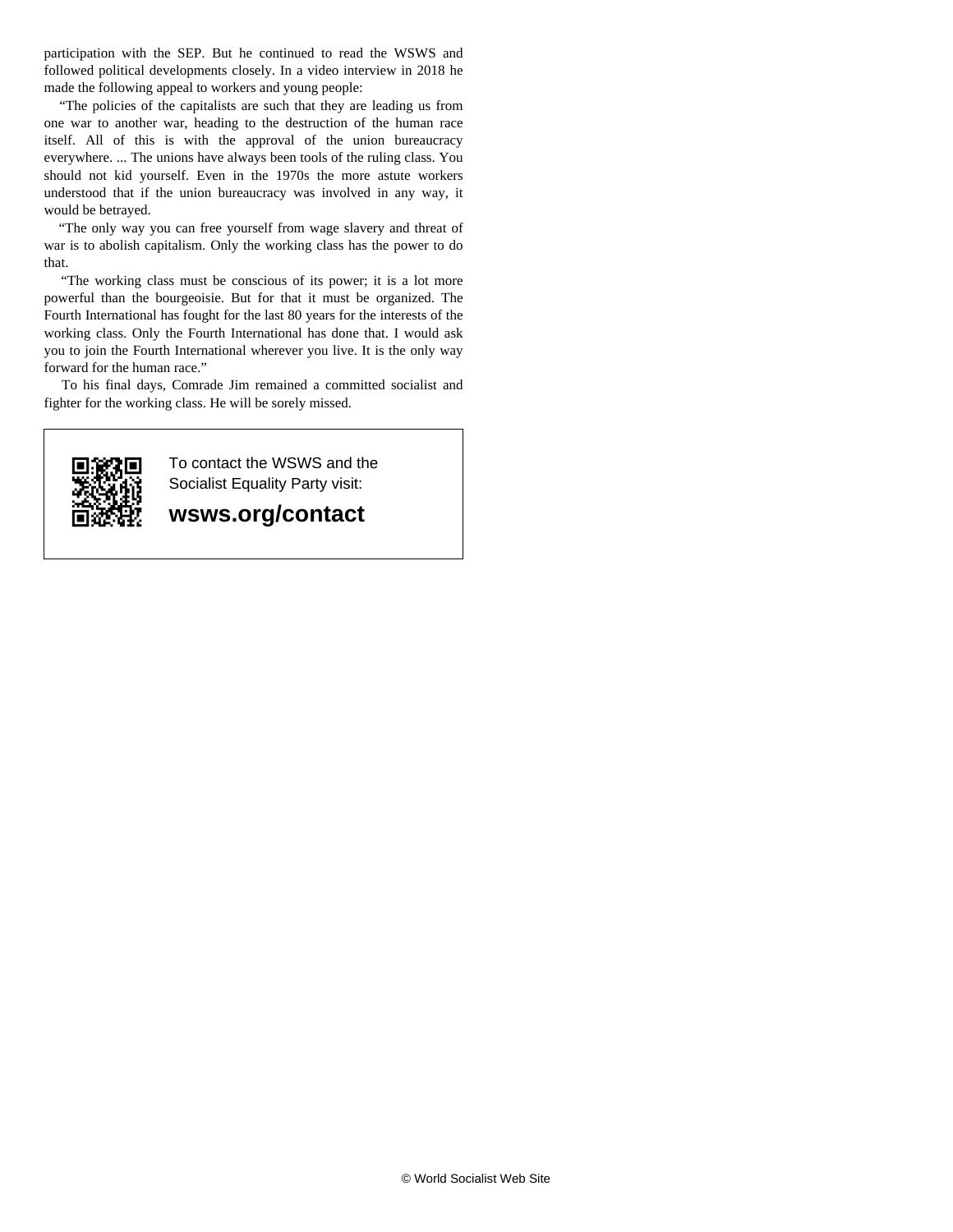participation with the SEP. But he continued to read the WSWS and followed political developments closely. In a video interview in 2018 he made the following appeal to workers and young people:

"The policies of the capitalists are such that they are leading us from one war to another war, heading to the destruction of the human race itself. All of this is with the approval of the union bureaucracy everywhere. ... The unions have always been tools of the ruling class. You should not kid yourself. Even in the 1970s the more astute workers understood that if the union bureaucracy was involved in any way, it would be betrayed.

"The only way you can free yourself from wage slavery and threat of war is to abolish capitalism. Only the working class has the power to do that.

"The working class must be conscious of its power; it is a lot more powerful than the bourgeoisie. But for that it must be organized. The Fourth International has fought for the last 80 years for the interests of the working class. Only the Fourth International has done that. I would ask you to join the Fourth International wherever you live. It is the only way forward for the human race."

To his final days, Comrade Jim remained a committed socialist and fighter for the working class. He will be sorely missed.

To contact the WSWS and the Socialist Equality Party visit:

**wsws.org/contact**